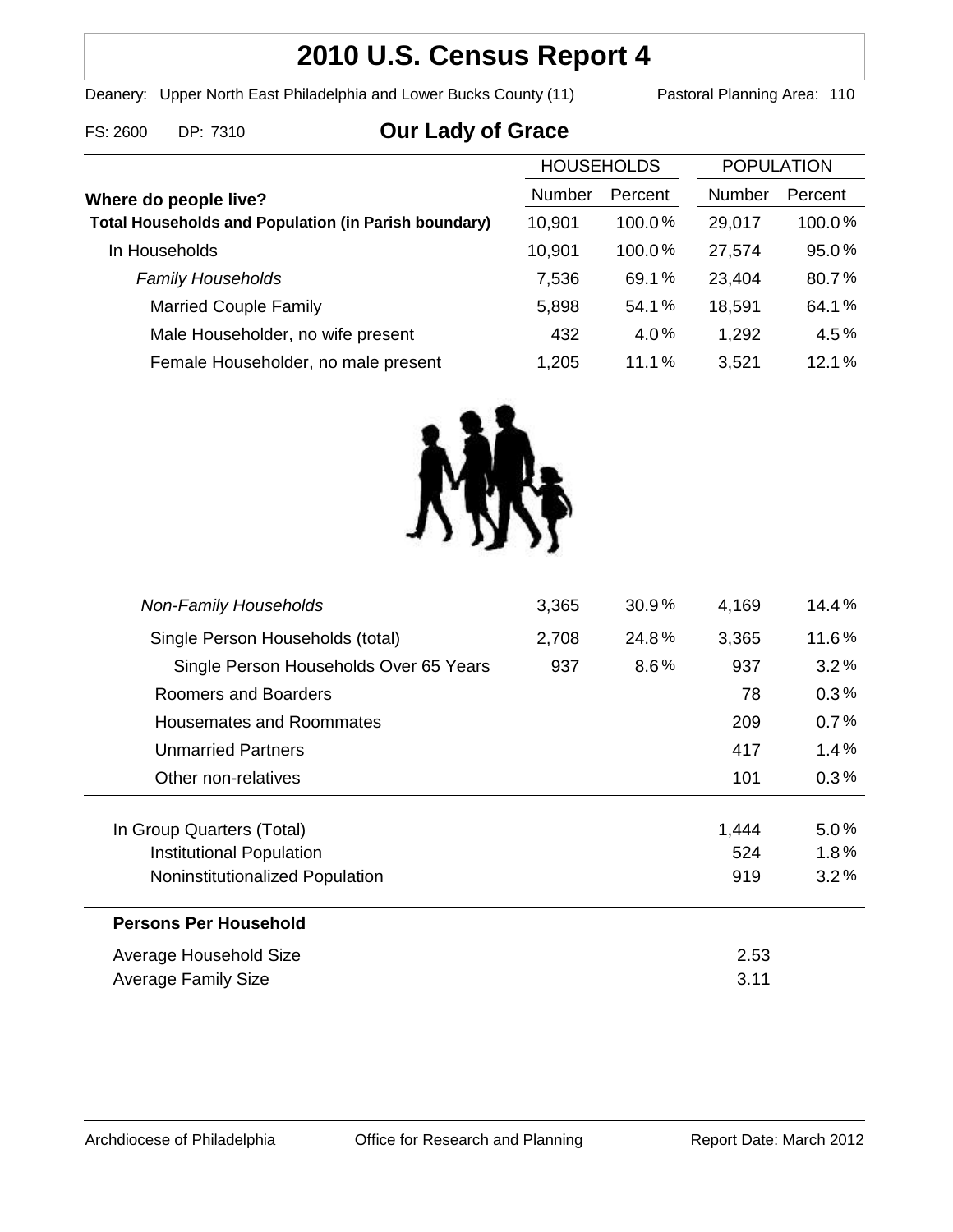# 2010 U.S. Census Report 4

Deanery: Upper North East Philadelphia and Lower Bucks County (11) Pastoral Planning Area: 110

FS: 2600 DP: 7310

## Our Lady of Grace

| Where do people live? | HOUSEHOLDS Number | HOUSEHOLDS Percent | POPULATION Number | POPULATION Percent |
|---|---|---|---|---|
| **Total Households and Population (in Parish boundary)** | 10,901 | 100.0 % | 29,017 | 100.0 % |
| In Households | 10,901 | 100.0 % | 27,574 | 95.0 % |
| *Family Households* | 7,536 | 69.1 % | 23,404 | 80.7 % |
| Married Couple Family | 5,898 | 54.1 % | 18,591 | 64.1 % |
| Male Householder, no wife present | 432 | 4.0 % | 1,292 | 4.5 % |
| Female Householder, no male present | 1,205 | 11.1 % | 3,521 | 12.1 % |
| *Non-Family Households* | 3,365 | 30.9 % | 4,169 | 14.4 % |
| Single Person Households (total) | 2,708 | 24.8 % | 3,365 | 11.6 % |
| Single Person Households Over 65 Years | 937 | 8.6 % | 937 | 3.2 % |
| Roomers and Boarders | | | 78 | 0.3 % |
| Housemates and Roommates | | | 209 | 0.7 % |
| Unmarried Partners | | | 417 | 1.4 % |
| Other non-relatives | | | 101 | 0.3 % |
| In Group Quarters (Total) | | | 1,444 | 5.0 % |
| Institutional Population | | | 524 | 1.8 % |
| Noninstitutionalized Population | | | 919 | 3.2 % |

**Persons Per Household**

| | |
|---|---|
| Average Household Size | 2.53 |
| Average Family Size | 3.11 |

Archdiocese of Philadelphia Office for Research and Planning Report Date: March 2012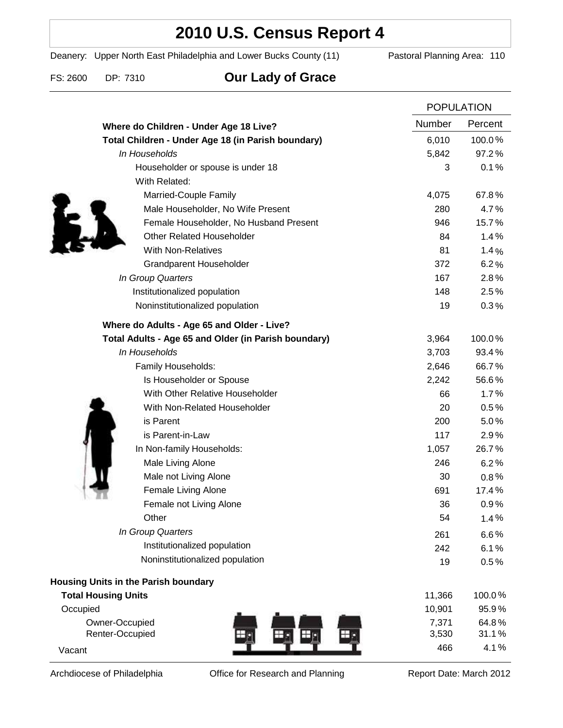# 2010 U.S. Census Report 4

Deanery: Upper North East Philadelphia and Lower Bucks County (11) Pastoral Planning Area: 110

FS: 2600 DP: 7310 **Our Lady of Grace**

| | POPULATION | |
|---|---|---|
| | Number | Percent |
| **Where do Children - Under Age 18 Live?** | | |
| **Total Children - Under Age 18 (in Parish boundary)** | 6,010 | 100.0% |
| *In Households* | 5,842 | 97.2% |
| Householder or spouse is under 18 | 3 | 0.1% |
| With Related: | | |
| Married-Couple Family | 4,075 | 67.8% |
| Male Householder, No Wife Present | 280 | 4.7% |
| Female Householder, No Husband Present | 946 | 15.7% |
| Other Related Householder | 84 | 1.4% |
| With Non-Relatives | 81 | 1.4% |
| Grandparent Householder | 372 | 6.2% |
| *In Group Quarters* | 167 | 2.8% |
| Institutionalized population | 148 | 2.5% |
| Noninstitutionalized population | 19 | 0.3% |
| **Where do Adults - Age 65 and Older - Live?** | | |
| **Total Adults - Age 65 and Older (in Parish boundary)** | 3,964 | 100.0% |
| *In Households* | 3,703 | 93.4% |
| Family Households: | 2,646 | 66.7% |
| Is Householder or Spouse | 2,242 | 56.6% |
| With Other Relative Householder | 66 | 1.7% |
| With Non-Related Householder | 20 | 0.5% |
| is Parent | 200 | 5.0% |
| is Parent-in-Law | 117 | 2.9% |
| In Non-family Households: | 1,057 | 26.7% |
| Male Living Alone | 246 | 6.2% |
| Male not Living Alone | 30 | 0.8% |
| Female Living Alone | 691 | 17.4% |
| Female not Living Alone | 36 | 0.9% |
| Other | 54 | 1.4% |
| *In Group Quarters* | 261 | 6.6% |
| Institutionalized population | 242 | 6.1% |
| Noninstitutionalized population | 19 | 0.5% |
| **Housing Units in the Parish boundary** | | |
| **Total Housing Units** | 11,366 | 100.0% |
| Occupied | 10,901 | 95.9% |
| Owner-Occupied | 7,371 | 64.8% |
| Renter-Occupied | 3,530 | 31.1% |
| Vacant | 466 | 4.1% |

Archdiocese of Philadelphia Office for Research and Planning Report Date: March 2012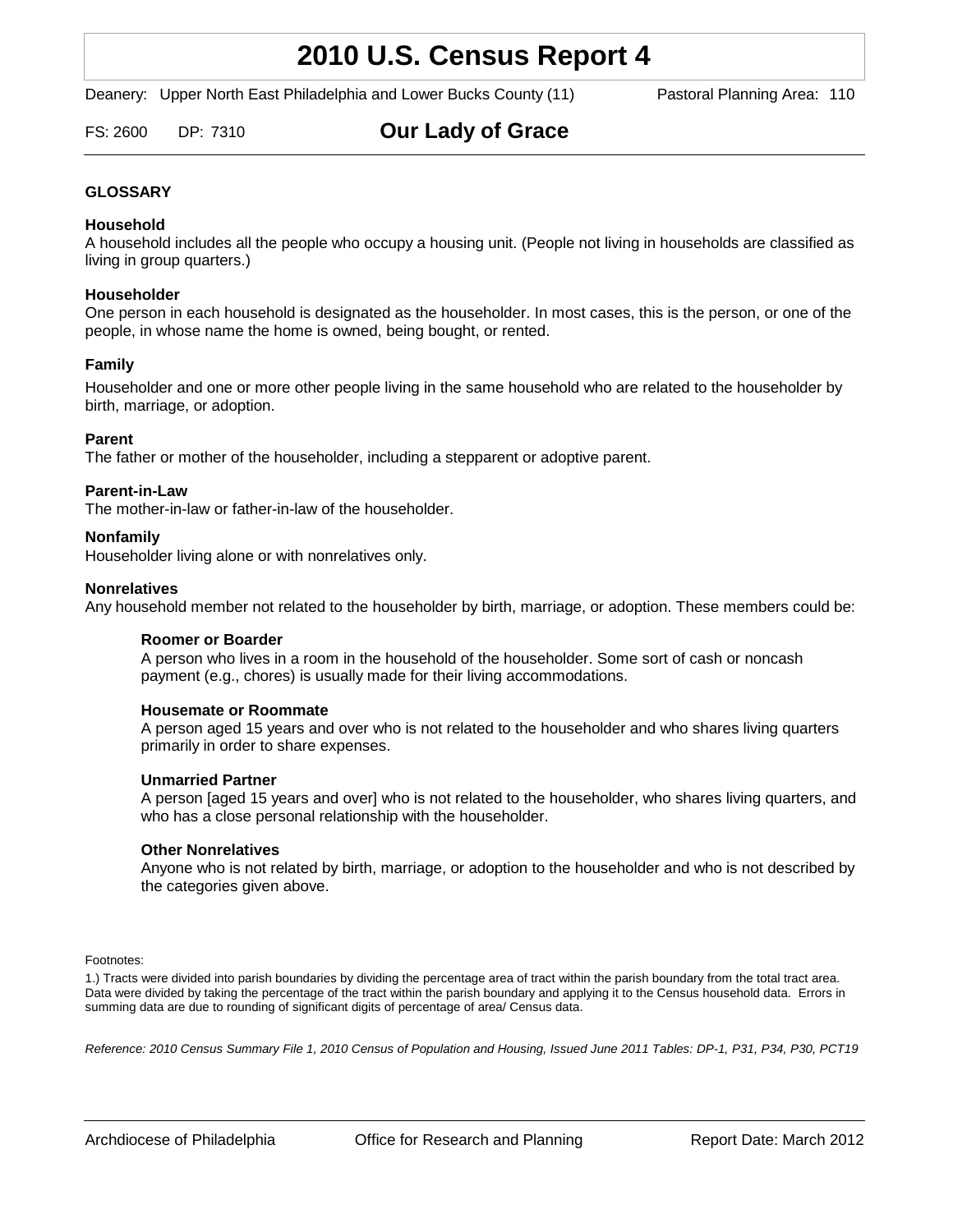# 2010 U.S. Census Report 4

Deanery: Upper North East Philadelphia and Lower Bucks County (11) Pastoral Planning Area: 110

FS: 2600 DP: 7310 **Our Lady of Grace**

## GLOSSARY

**Household**
A household includes all the people who occupy a housing unit. (People not living in households are classified as living in group quarters.)

**Householder**
One person in each household is designated as the householder. In most cases, this is the person, or one of the people, in whose name the home is owned, being bought, or rented.

**Family**

Householder and one or more other people living in the same household who are related to the householder by birth, marriage, or adoption.

**Parent**
The father or mother of the householder, including a stepparent or adoptive parent.

**Parent-in-Law**
The mother-in-law or father-in-law of the householder.

**Nonfamily**
Householder living alone or with nonrelatives only.

**Nonrelatives**
Any household member not related to the householder by birth, marriage, or adoption. These members could be:

> **Roomer or Boarder**
> A person who lives in a room in the household of the householder. Some sort of cash or noncash payment (e.g., chores) is usually made for their living accommodations.
>
> **Housemate or Roommate**
> A person aged 15 years and over who is not related to the householder and who shares living quarters primarily in order to share expenses.
>
> **Unmarried Partner**
> A person [aged 15 years and over] who is not related to the householder, who shares living quarters, and who has a close personal relationship with the householder.
>
> **Other Nonrelatives**
> Anyone who is not related by birth, marriage, or adoption to the householder and who is not described by the categories given above.

Footnotes:

1.) Tracts were divided into parish boundaries by dividing the percentage area of tract within the parish boundary from the total tract area. Data were divided by taking the percentage of the tract within the parish boundary and applying it to the Census household data. Errors in summing data are due to rounding of significant digits of percentage of area/ Census data.

*Reference: 2010 Census Summary File 1, 2010 Census of Population and Housing, Issued June 2011 Tables: DP-1, P31, P34, P30, PCT19*

Archdiocese of Philadelphia Office for Research and Planning Report Date: March 2012